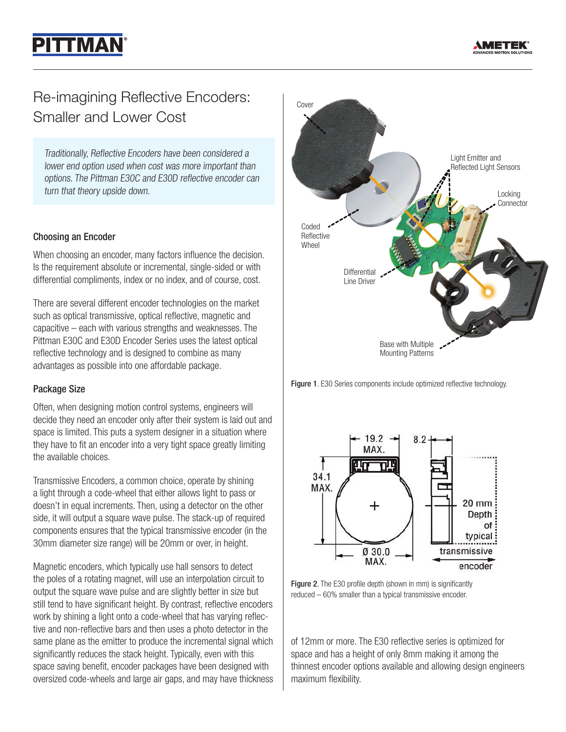# Re-imagining Reflective Encoders: Smaller and Lower Cost

*Traditionally, Reflective Encoders have been considered a lower end option used when cost was more important than options. The Pittman E30C and E30D reflective encoder can turn that theory upside down.*

### Choosing an Encoder

When choosing an encoder, many factors influence the decision. Is the requirement absolute or incremental, single-sided or with differential compliments, index or no index, and of course, cost.

There are several different encoder technologies on the market such as optical transmissive, optical reflective, magnetic and capacitive – each with various strengths and weaknesses. The Pittman E30C and E30D Encoder Series uses the latest optical reflective technology and is designed to combine as many advantages as possible into one affordable package.

### Package Size

Often, when designing motion control systems, engineers will decide they need an encoder only after their system is laid out and space is limited. This puts a system designer in a situation where they have to fit an encoder into a very tight space greatly limiting the available choices.

Transmissive Encoders, a common choice, operate by shining a light through a code-wheel that either allows light to pass or doesn't in equal increments. Then, using a detector on the other side, it will output a square wave pulse. The stack-up of required components ensures that the typical transmissive encoder (in the 30mm diameter size range) will be 20mm or over, in height.

Magnetic encoders, which typically use hall sensors to detect the poles of a rotating magnet, will use an interpolation circuit to output the square wave pulse and are slightly better in size but still tend to have significant height. By contrast, reflective encoders work by shining a light onto a code-wheel that has varying reflective and non-reflective bars and then uses a photo detector in the same plane as the emitter to produce the incremental signal which significantly reduces the stack height. Typically, even with this space saving benefit, encoder packages have been designed with oversized code-wheels and large air gaps, and may have thickness of 12mm or more. The E30 reflective series is optimized for space and has a height of only 8mm making it among the thinnest encoder options available and allowing design engineers maximum flexibility.

**Figure 1**. E30 Series components include optimized reflective technology.

**Figure 2**. The E30 profile depth (shown in mm) is significantly reduced – 60% smaller than a typical transmissive encoder.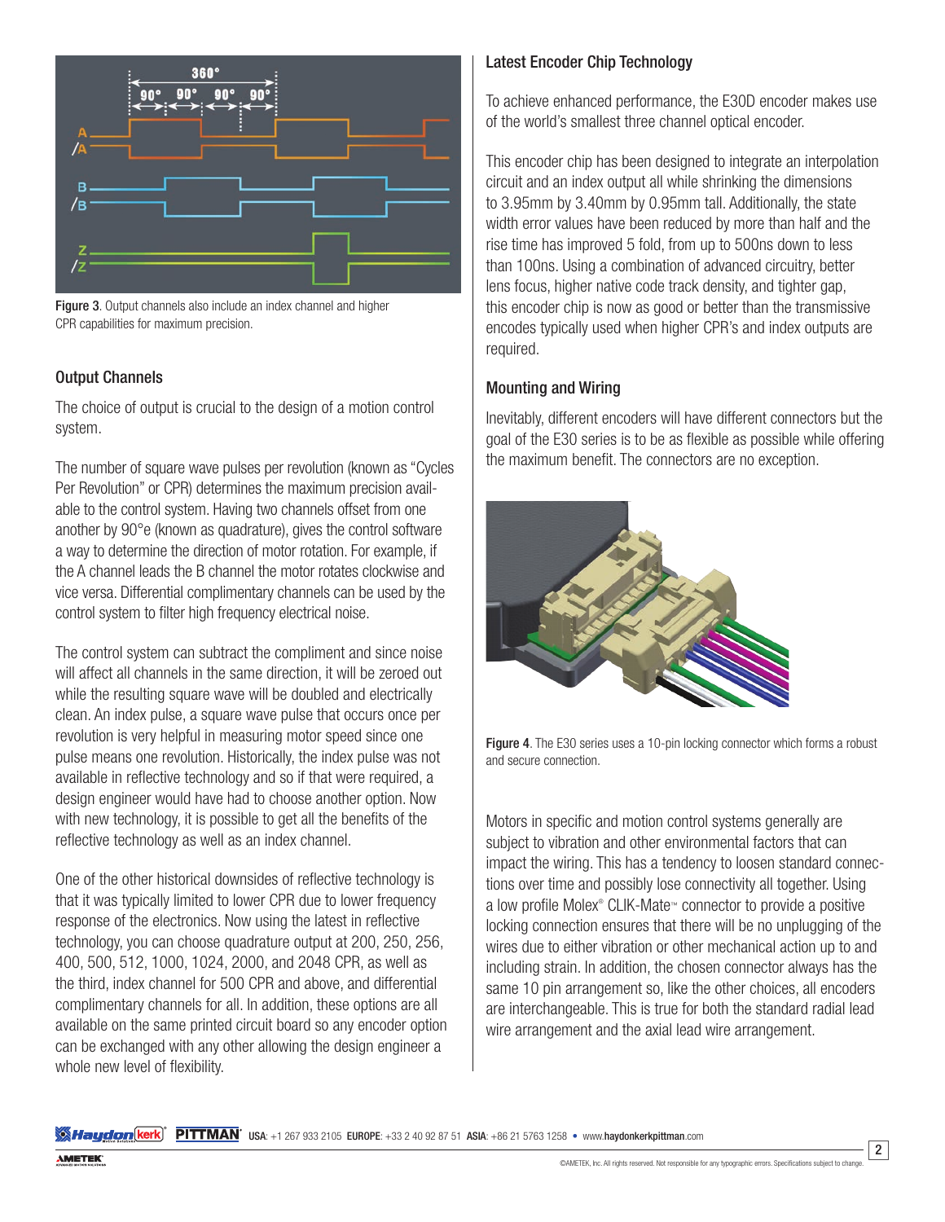Figure 3. Output channels also include an index channel and higher CPR capabilities for maximum precision.

### Output Channels

The choice of output is crucial to the design of a motion control system.

The number of square wave pulses per revolution (known as "Cycles Per Revolution" or CPR) determines the maximum precision available to the control system. Having two channels offset from one another by 90°e (known as quadrature), gives the control software a way to determine the direction of motor rotation. For example, if the A channel leads the B channel the motor rotates clockwise and vice versa. Differential complimentary channels can be used by the control system to filter high frequency electrical noise.

The control system can subtract the compliment and since noise will affect all channels in the same direction, it will be zeroed out while the resulting square wave will be doubled and electrically clean. An index pulse, a square wave pulse that occurs once per revolution is very helpful in measuring motor speed since one pulse means one revolution. Historically, the index pulse was not available in reflective technology and so if that were required, a design engineer would have had to choose another option. Now with new technology, it is possible to get all the benefits of the reflective technology as well as an index channel.

One of the other historical downsides of reflective technology is that it was typically limited to lower CPR due to lower frequency response of the electronics. Now using the latest in reflective technology, you can choose quadrature output at 200, 250, 256, 400, 500, 512, 1000, 1024, 2000, and 2048 CPR, as well as the third, index channel for 500 CPR and above, and differential complimentary channels for all. In addition, these options are all available on the same printed circuit board so any encoder option can be exchanged with any other allowing the design engineer a whole new level of flexibility.

### Latest Encoder Chip Technology

To achieve enhanced performance, the E30D encoder makes use of the world's smallest three channel optical encoder.

This encoder chip has been designed to integrate an interpolation circuit and an index output all while shrinking the dimensions to 3.95mm by 3.40mm by 0.95mm tall. Additionally, the state width error values have been reduced by more than half and the rise time has improved 5 fold, from up to 500ns down to less than 100ns. Using a combination of advanced circuitry, better lens focus, higher native code track density, and tighter gap, this encoder chip is now as good or better than the transmissive encodes typically used when higher CPR's and index outputs are required.

### Mounting and Wiring

Inevitably, different encoders will have different connectors but the goal of the E30 series is to be as flexible as possible while offering the maximum benefit. The connectors are no exception.

Figure 4. The E30 series uses a 10-pin locking connector which forms a robust and secure connection.

Motors in specific and motion control systems generally are subject to vibration and other environmental factors that can impact the wiring. This has a tendency to loosen standard connections over time and possibly lose connectivity all together. Using a low profile Molex® CLIK-Mate™ connector to provide a positive locking connection ensures that there will be no unplugging of the wires due to either vibration or other mechanical action up to and including strain. In addition, the chosen connector always has the same 10 pin arrangement so, like the other choices, all encoders are interchangeable. This is true for both the standard radial lead wire arrangement and the axial lead wire arrangement.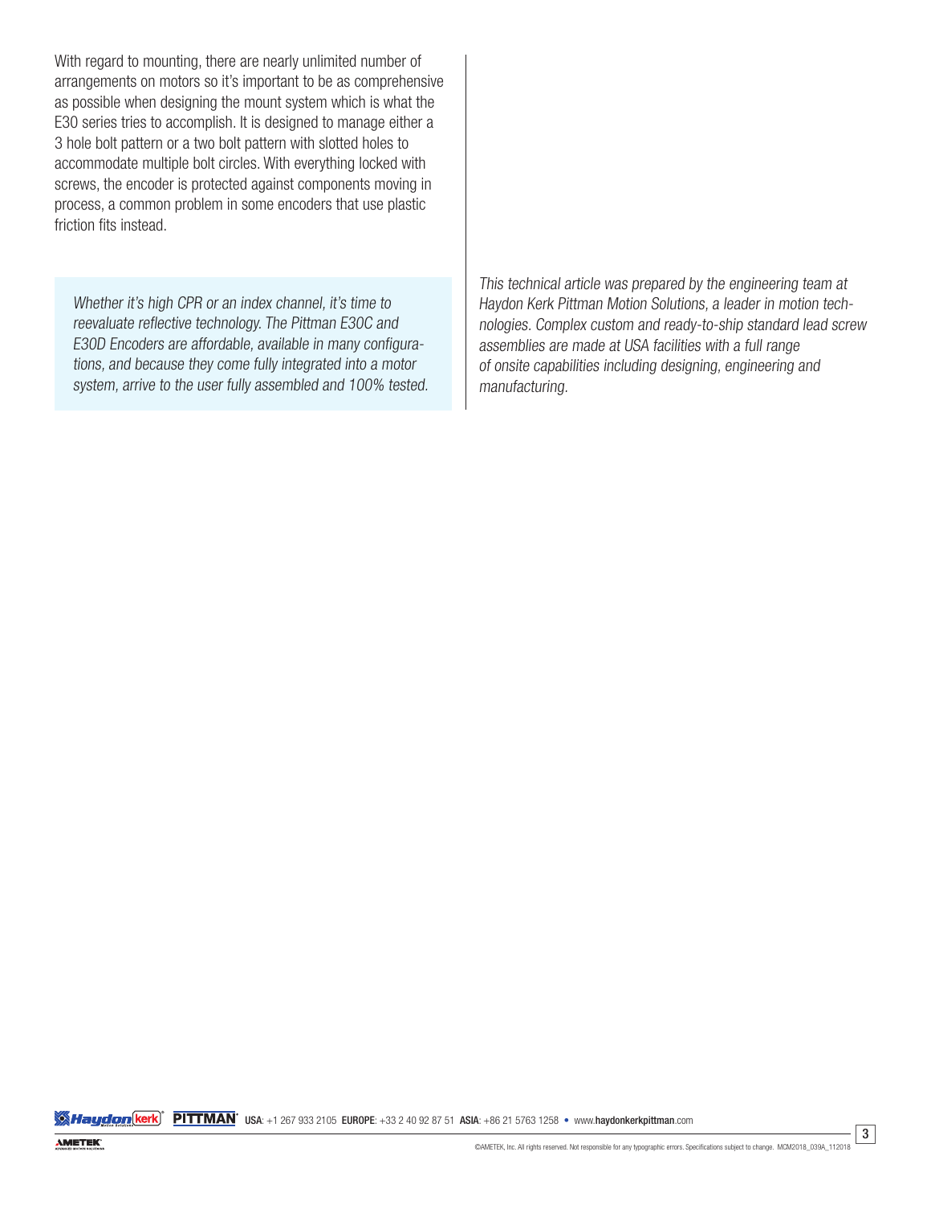With regard to mounting, there are nearly unlimited number of arrangements on motors so it's important to be as comprehensive as possible when designing the mount system which is what the E30 series tries to accomplish. It is designed to manage either a 3 hole bolt pattern or a two bolt pattern with slotted holes to accommodate multiple bolt circles. With everything locked with screws, the encoder is protected against components moving in process, a common problem in some encoders that use plastic friction fits instead.

*Whether it's high CPR or an index channel, it's time to reevaluate reflective technology. The Pittman E30C and E30D Encoders are affordable, available in many configurations, and because they come fully integrated into a motor system, arrive to the user fully assembled and 100% tested.*

*This technical article was prepared by the engineering team at Haydon Kerk Pittman Motion Solutions, a leader in motion technologies. Complex custom and ready-to-ship standard lead screw assemblies are made at USA facilities with a full range of onsite capabilities including designing, engineering and manufacturing.*